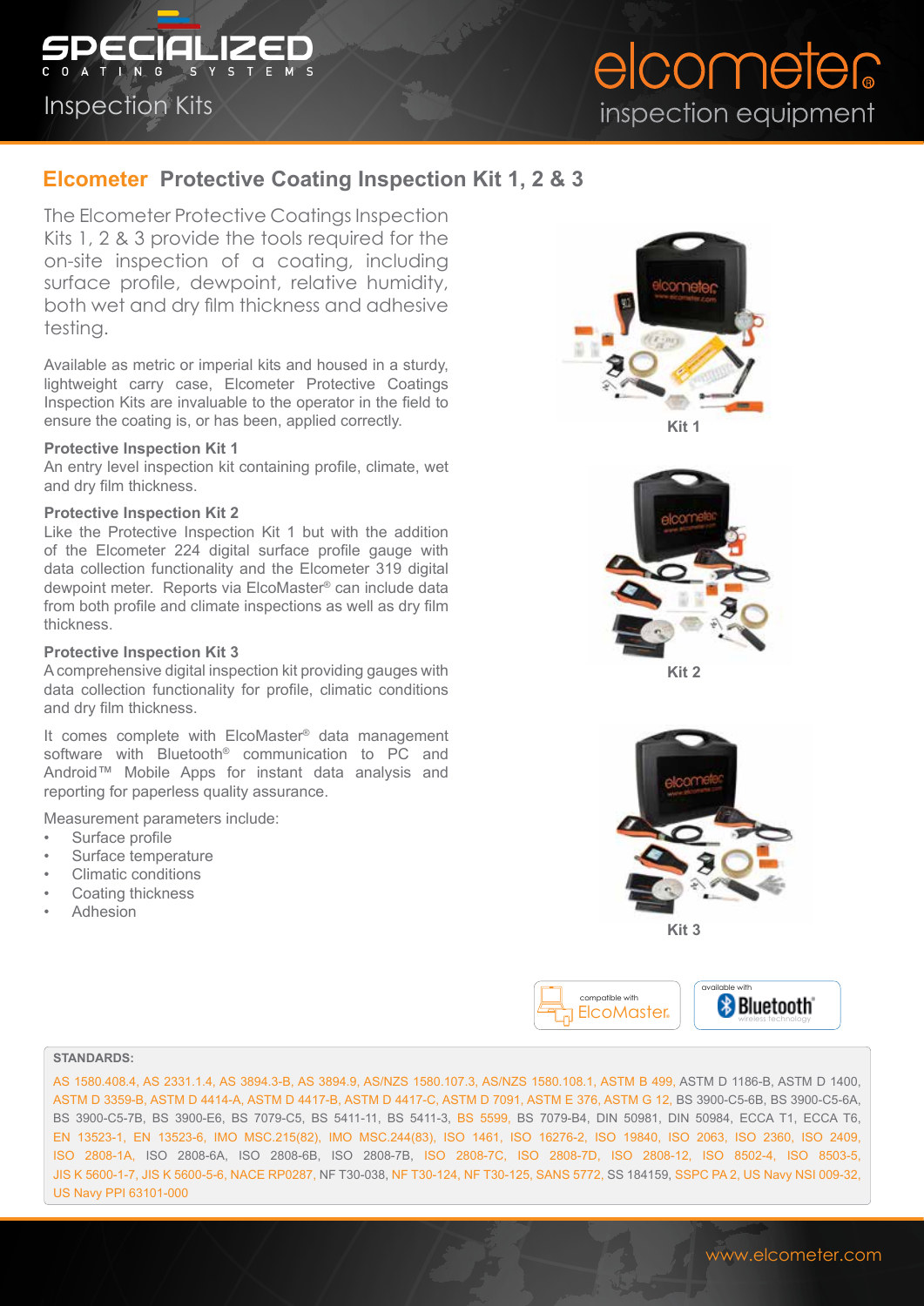Specialized Coating Systems

Inspection Kits

elcometer inspection equipment

## Elcometer Protective Coating Inspection Kit 1, 2 & 3

The Elcometer Protective Coatings Inspection Kits 1, 2 & 3 provide the tools required for the on-site inspection of a coating, including surface profile, dewpoint, relative humidity, both wet and dry film thickness and adhesive testing.

Available as metric or imperial kits and housed in a sturdy, lightweight carry case, Elcometer Protective Coatings Inspection Kits are invaluable to the operator in the field to ensure the coating is, or has been, applied correctly.

**Protective Inspection Kit 1**
An entry level inspection kit containing profile, climate, wet and dry film thickness.

**Protective Inspection Kit 2**
Like the Protective Inspection Kit 1 but with the addition of the Elcometer 224 digital surface profile gauge with data collection functionality and the Elcometer 319 digital dewpoint meter. Reports via ElcoMaster® can include data from both profile and climate inspections as well as dry film thickness.

**Protective Inspection Kit 3**
A comprehensive digital inspection kit providing gauges with data collection functionality for profile, climatic conditions and dry film thickness.

It comes complete with ElcoMaster® data management software with Bluetooth® communication to PC and Android™ Mobile Apps for instant data analysis and reporting for paperless quality assurance.

Measurement parameters include:

- Surface profile
- Surface temperature
- Climatic conditions
- Coating thickness
- Adhesion

Kit 1

Kit 2

Kit 3

compatible with ElcoMaster

available with Bluetooth wireless technology

**STANDARDS:**

AS 1580.408.4, AS 2331.1.4, AS 3894.3-B, AS 3894.9, AS/NZS 1580.107.3, AS/NZS 1580.108.1, ASTM B 499, ASTM D 1186-B, ASTM D 1400, ASTM D 3359-B, ASTM D 4414-A, ASTM D 4417-B, ASTM D 4417-C, ASTM D 7091, ASTM E 376, ASTM G 12, BS 3900-C5-6B, BS 3900-C5-6A, BS 3900-C5-7B, BS 3900-E6, BS 7079-C5, BS 5411-11, BS 5411-3, BS 5599, BS 7079-B4, DIN 50981, DIN 50984, ECCA T1, ECCA T6, EN 13523-1, EN 13523-6, IMO MSC.215(82), IMO MSC.244(83), ISO 1461, ISO 16276-2, ISO 19840, ISO 2063, ISO 2360, ISO 2409, ISO 2808-1A, ISO 2808-6A, ISO 2808-6B, ISO 2808-7B, ISO 2808-7C, ISO 2808-7D, ISO 2808-12, ISO 8502-4, ISO 8503-5, JIS K 5600-1-7, JIS K 5600-5-6, NACE RP0287, NF T30-038, NF T30-124, NF T30-125, SANS 5772, SS 184159, SSPC PA 2, US Navy NSI 009-32, US Navy PPI 63101-000

www.elcometer.com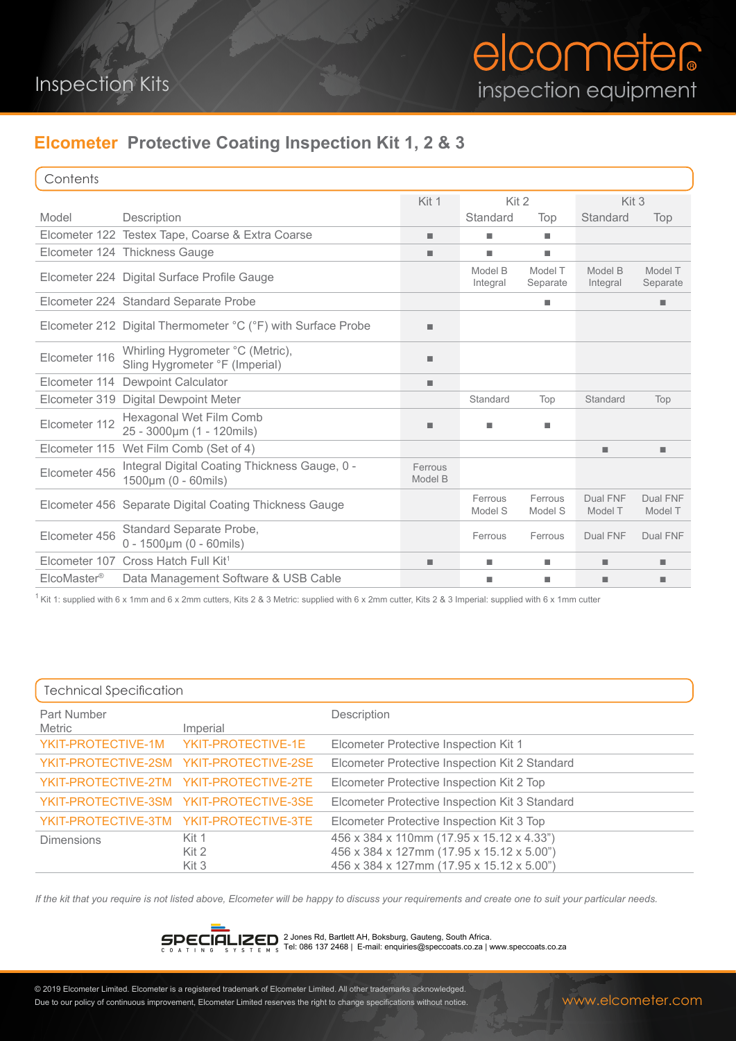# Inspection Kits

## Elcometer Protective Coating Inspection Kit 1, 2 & 3

### Contents

| Model | Description | Kit 1 | Kit 2 Standard | Kit 2 Top | Kit 3 Standard | Kit 3 Top |
|---|---|---|---|---|---|---|
| Elcometer 122 | Testex Tape, Coarse & Extra Coarse | ■ | ■ | ■ | | |
| Elcometer 124 | Thickness Gauge | ■ | ■ | ■ | | |
| Elcometer 224 | Digital Surface Profile Gauge | | Model B Integral | Model T Separate | Model B Integral | Model T Separate |
| Elcometer 224 | Standard Separate Probe | | | ■ | | ■ |
| Elcometer 212 | Digital Thermometer °C (°F) with Surface Probe | ■ | | | | |
| Elcometer 116 | Whirling Hygrometer °C (Metric), Sling Hygrometer °F (Imperial) | ■ | | | | |
| Elcometer 114 | Dewpoint Calculator | ■ | | | | |
| Elcometer 319 | Digital Dewpoint Meter | | Standard | Top | Standard | Top |
| Elcometer 112 | Hexagonal Wet Film Comb 25 - 3000µm (1 - 120mils) | ■ | ■ | ■ | | |
| Elcometer 115 | Wet Film Comb (Set of 4) | | | | ■ | ■ |
| Elcometer 456 | Integral Digital Coating Thickness Gauge, 0 - 1500µm (0 - 60mils) | Ferrous Model B | | | | |
| Elcometer 456 | Separate Digital Coating Thickness Gauge | | Ferrous Model S | Ferrous Model S | Dual FNF Model T | Dual FNF Model T |
| Elcometer 456 | Standard Separate Probe, 0 - 1500µm (0 - 60mils) | | Ferrous | Ferrous | Dual FNF | Dual FNF |
| Elcometer 107 | Cross Hatch Full Kit[1] | ■ | ■ | ■ | ■ | ■ |
| ElcoMaster® | Data Management Software & USB Cable | | ■ | ■ | ■ | ■ |

[1] Kit 1: supplied with 6 x 1mm and 6 x 2mm cutters, Kits 2 & 3 Metric: supplied with 6 x 2mm cutter, Kits 2 & 3 Imperial: supplied with 6 x 1mm cutter

### Technical Specification

| Part Number Metric | Imperial | Description |
|---|---|---|
| YKIT-PROTECTIVE-1M | YKIT-PROTECTIVE-1E | Elcometer Protective Inspection Kit 1 |
| YKIT-PROTECTIVE-2SM | YKIT-PROTECTIVE-2SE | Elcometer Protective Inspection Kit 2 Standard |
| YKIT-PROTECTIVE-2TM | YKIT-PROTECTIVE-2TE | Elcometer Protective Inspection Kit 2 Top |
| YKIT-PROTECTIVE-3SM | YKIT-PROTECTIVE-3SE | Elcometer Protective Inspection Kit 3 Standard |
| YKIT-PROTECTIVE-3TM | YKIT-PROTECTIVE-3TE | Elcometer Protective Inspection Kit 3 Top |
| Dimensions | Kit 1 | 456 x 384 x 110mm (17.95 x 15.12 x 4.33") |
| | Kit 2 | 456 x 384 x 127mm (17.95 x 15.12 x 5.00") |
| | Kit 3 | 456 x 384 x 127mm (17.95 x 15.12 x 5.00") |

*If the kit that you require is not listed above, Elcometer will be happy to discuss your requirements and create one to suit your particular needs.*

SPECIALIZED COATING SYSTEMS
2 Jones Rd, Bartlett AH, Boksburg, Gauteng, South Africa.
Tel: 086 137 2468 | E-mail: enquiries@speccoats.co.za | www.speccoats.co.za

© 2019 Elcometer Limited. Elcometer is a registered trademark of Elcometer Limited. All other trademarks acknowledged.
Due to our policy of continuous improvement, Elcometer Limited reserves the right to change specifications without notice.

www.elcometer.com